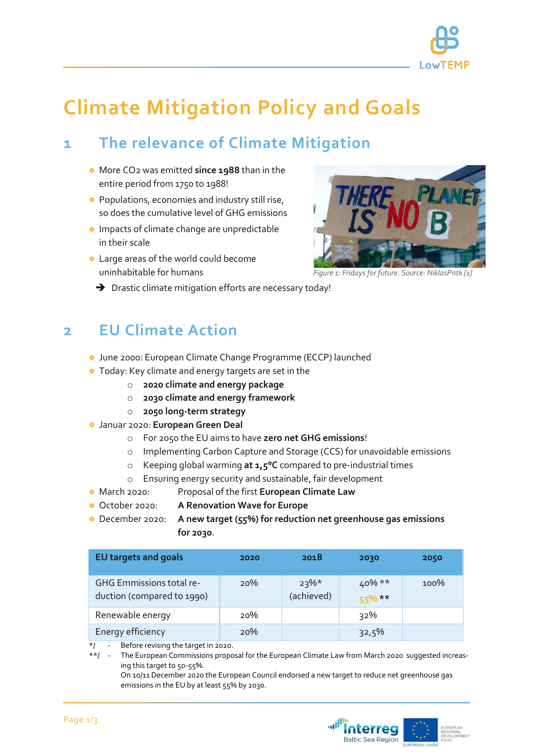# Climate Mitigation Policy and Goals

## 1 The relevance of Climate Mitigation

- More $CO_2$ was emitted **since 1988** than in the entire period from 1750 to 1988!
- Populations, economies and industry still rise, so does the cumulative level of GHG emissions
- Impacts of climate change are unpredictable in their scale
- Large areas of the world could become uninhabitable for humans

*Figure 1: Fridays for future. Source: NiklasPntk [1]*

➔ Drastic climate mitigation efforts are necessary today!

## 2 EU Climate Action

- June 2000: European Climate Change Programme (ECCP) launched
- Today: Key climate and energy targets are set in the
  - **2020 climate and energy package**
  - **2030 climate and energy framework**
  - **2050 long-term strategy**
- Januar 2020: **European Green Deal**
  - For 2050 the EU aims to have **zero net GHG emissions**!
  - Implementing Carbon Capture and Storage (CCS) for unavoidable emissions
  - Keeping global warming **at 1,5°C** compared to pre-industrial times
  - Ensuring energy security and sustainable, fair development
- March 2020: Proposal of the first **European Climate Law**
- October 2020: **A Renovation Wave for Europe**
- December 2020: **A new target (55%) for reduction net greenhouse gas emissions for 2030**.

| EU targets and goals | 2020 | 2018 | 2030 | 2050 |
|---|---|---|---|---|
| GHG Emmissions total reduction (compared to 1990) | 20% | 23%* (achieved) | 40% ** 55% ** | 100% |
| Renewable energy | 20% | | 32% | |
| Energy efficiency | 20% | | 32,5% | |

*/ - Before revising the target in 2020.

**/ - The European Commissions proposal for the European Climate Law from March 2020 suggested increasing this target to 50-55%.
On 10/11 December 2020 the European Council endorsed a new target to reduce net greenhouse gas emissions in the EU by at least 55% by 2030.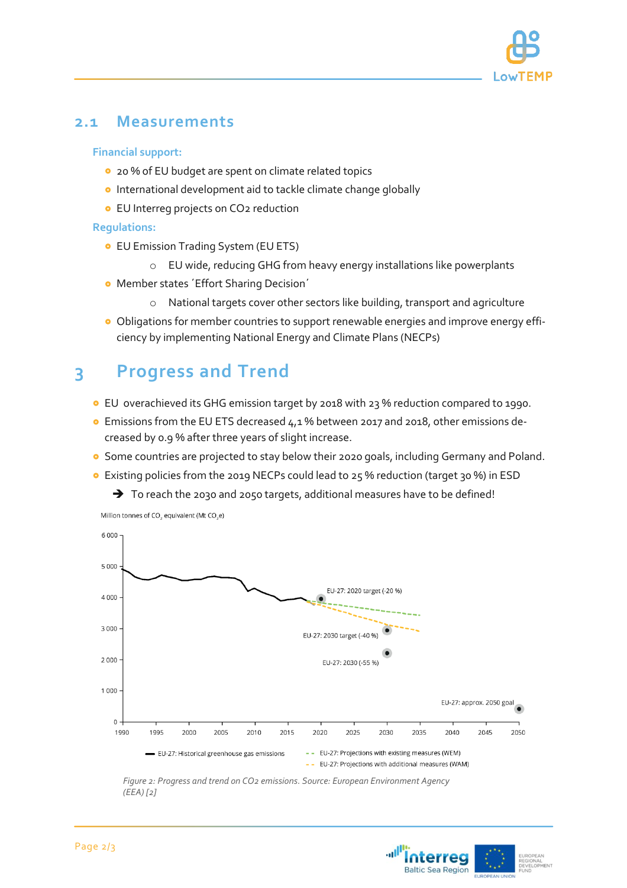## 2.1 Measurements

**Financial support:**

- 20 % of EU budget are spent on climate related topics
- International development aid to tackle climate change globally
- EU Interreg projects on $CO_2$ reduction

**Regulations:**

- EU Emission Trading System (EU ETS)
  - EU wide, reducing GHG from heavy energy installations like powerplants
- Member states ´Effort Sharing Decision´
  - National targets cover other sectors like building, transport and agriculture
- Obligations for member countries to support renewable energies and improve energy efficiency by implementing National Energy and Climate Plans (NECPs)

# 3 Progress and Trend

- EU overachieved its GHG emission target by 2018 with 23 % reduction compared to 1990.
- Emissions from the EU ETS decreased 4,1 % between 2017 and 2018, other emissions decreased by 0.9 % after three years of slight increase.
- Some countries are projected to stay below their 2020 goals, including Germany and Poland.
- Existing policies from the 2019 NECPs could lead to 25 % reduction (target 30 %) in ESD
  - ➔ To reach the 2030 and 2050 targets, additional measures have to be defined!

*Figure 2: Progress and trend on CO2 emissions. Source: European Environment Agency (EEA) [2]*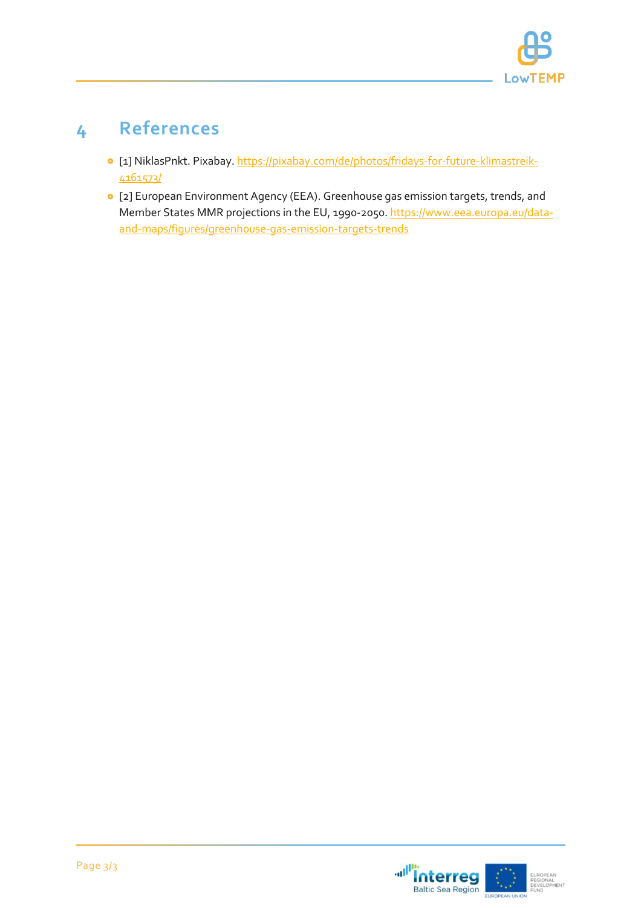# 4 References

- [1] NiklasPnkt. Pixabay. https://pixabay.com/de/photos/fridays-for-future-klimastreik-4161573/
- [2] European Environment Agency (EEA). Greenhouse gas emission targets, trends, and Member States MMR projections in the EU, 1990-2050. https://www.eea.europa.eu/data-and-maps/figures/greenhouse-gas-emission-targets-trends